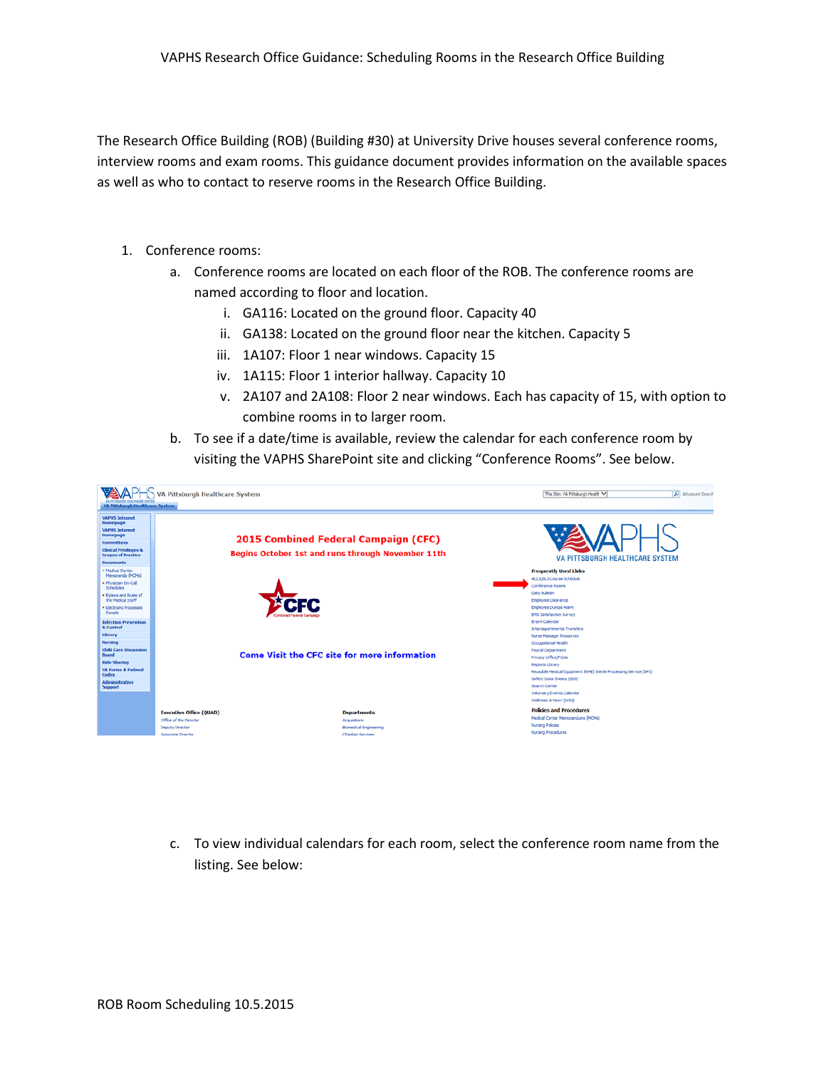The Research Office Building (ROB) (Building #30) at University Drive houses several conference rooms, interview rooms and exam rooms. This guidance document provides information on the available spaces as well as who to contact to reserve rooms in the Research Office Building.

1. Conference rooms:
   a. Conference rooms are located on each floor of the ROB. The conference rooms are named according to floor and location.
      i. GA116: Located on the ground floor. Capacity 40
      ii. GA138: Located on the ground floor near the kitchen. Capacity 5
      iii. 1A107: Floor 1 near windows. Capacity 15
      iv. 1A115: Floor 1 interior hallway. Capacity 10
      v. 2A107 and 2A108: Floor 2 near windows. Each has capacity of 15, with option to combine rooms in to larger room.
   b. To see if a date/time is available, review the calendar for each conference room by visiting the VAPHS SharePoint site and clicking "Conference Rooms". See below.
   c. To view individual calendars for each room, select the conference room name from the listing. See below: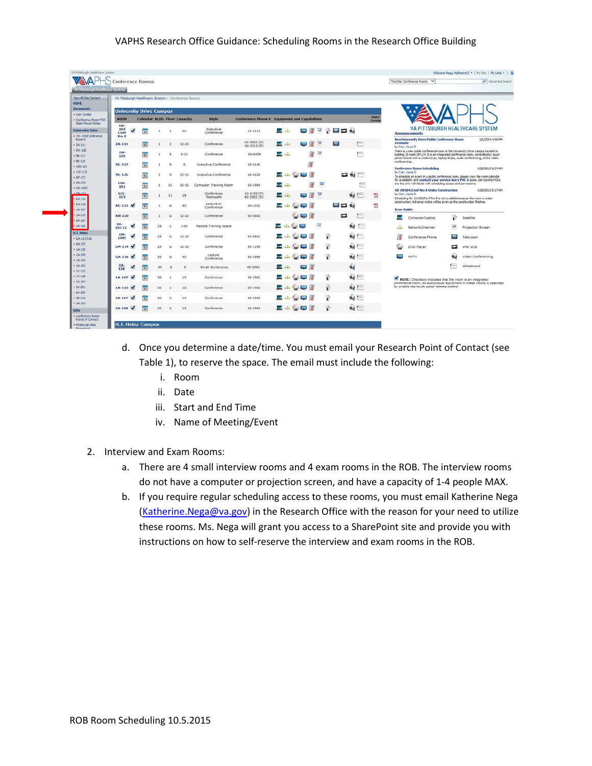d. Once you determine a date/time. You must email your Research Point of Contact (see Table 1), to reserve the space. The email must include the following:
    i. Room
    ii. Date
    iii. Start and End Time
    iv. Name of Meeting/Event

2. Interview and Exam Rooms:
    a. There are 4 small interview rooms and 4 exam rooms in the ROB. The interview rooms do not have a computer or projection screen, and have a capacity of 1-4 people MAX.
    b. If you require regular scheduling access to these rooms, you must email Katherine Nega ([Katherine.Nega@va.gov](mailto:Katherine.Nega@va.gov)) in the Research Office with the reason for your need to utilize these rooms. Ms. Nega will grant you access to a SharePoint site and provide you with instructions on how to self-reserve the interview and exam rooms in the ROB.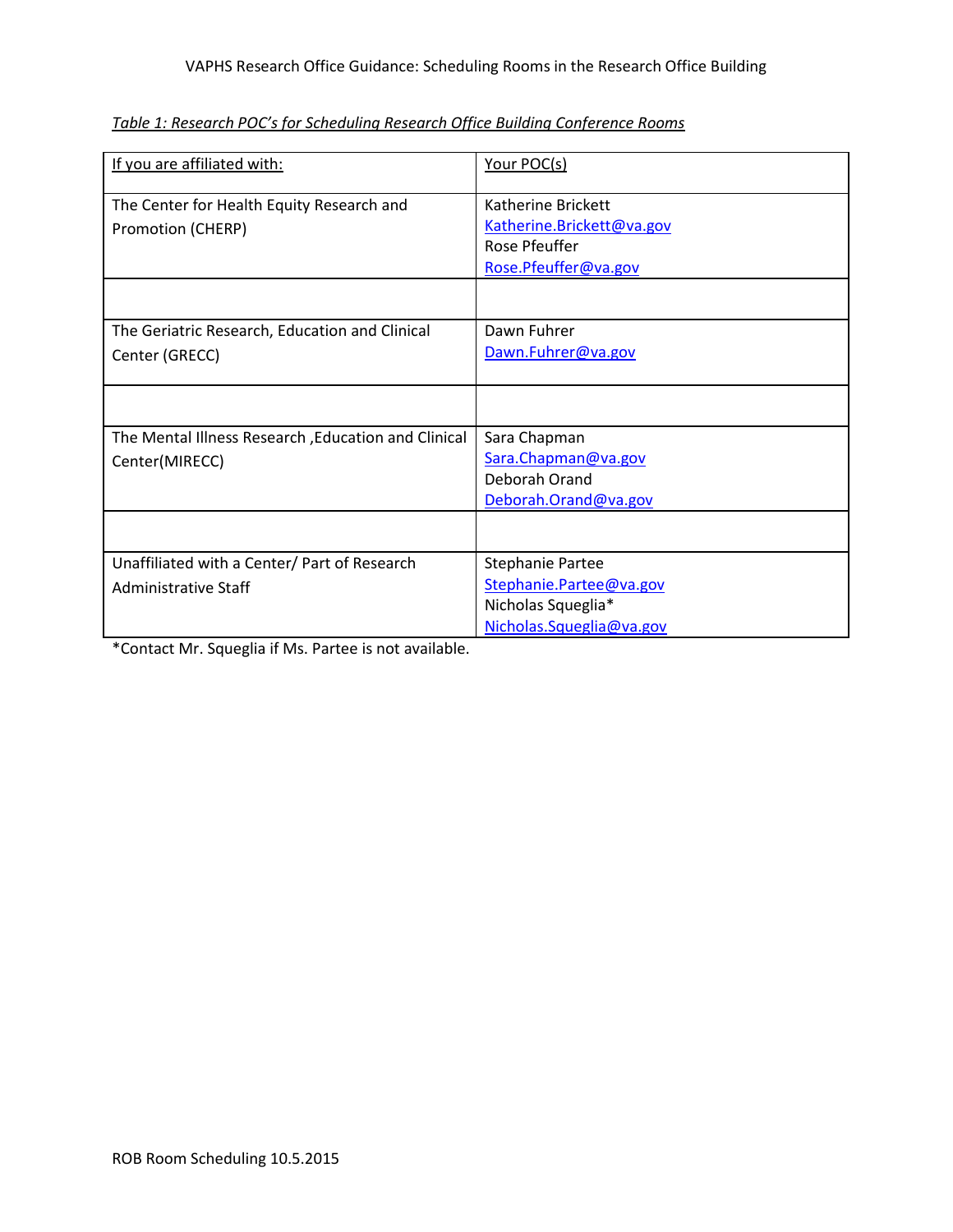*Table 1: Research POC's for Scheduling Research Office Building Conference Rooms*

| If you are affiliated with: | Your POC(s) |
|---|---|
| The Center for Health Equity Research and Promotion (CHERP) | Katherine Brickett<br>Katherine.Brickett@va.gov<br>Rose Pfeuffer<br>Rose.Pfeuffer@va.gov |
| | |
| The Geriatric Research, Education and Clinical Center (GRECC) | Dawn Fuhrer<br>Dawn.Fuhrer@va.gov |
| | |
| The Mental Illness Research ,Education and Clinical Center(MIRECC) | Sara Chapman<br>Sara.Chapman@va.gov<br>Deborah Orand<br>Deborah.Orand@va.gov |
| | |
| Unaffiliated with a Center/ Part of Research Administrative Staff | Stephanie Partee<br>Stephanie.Partee@va.gov<br>Nicholas Squeglia*<br>Nicholas.Squeglia@va.gov |

*Contact Mr. Squeglia if Ms. Partee is not available.